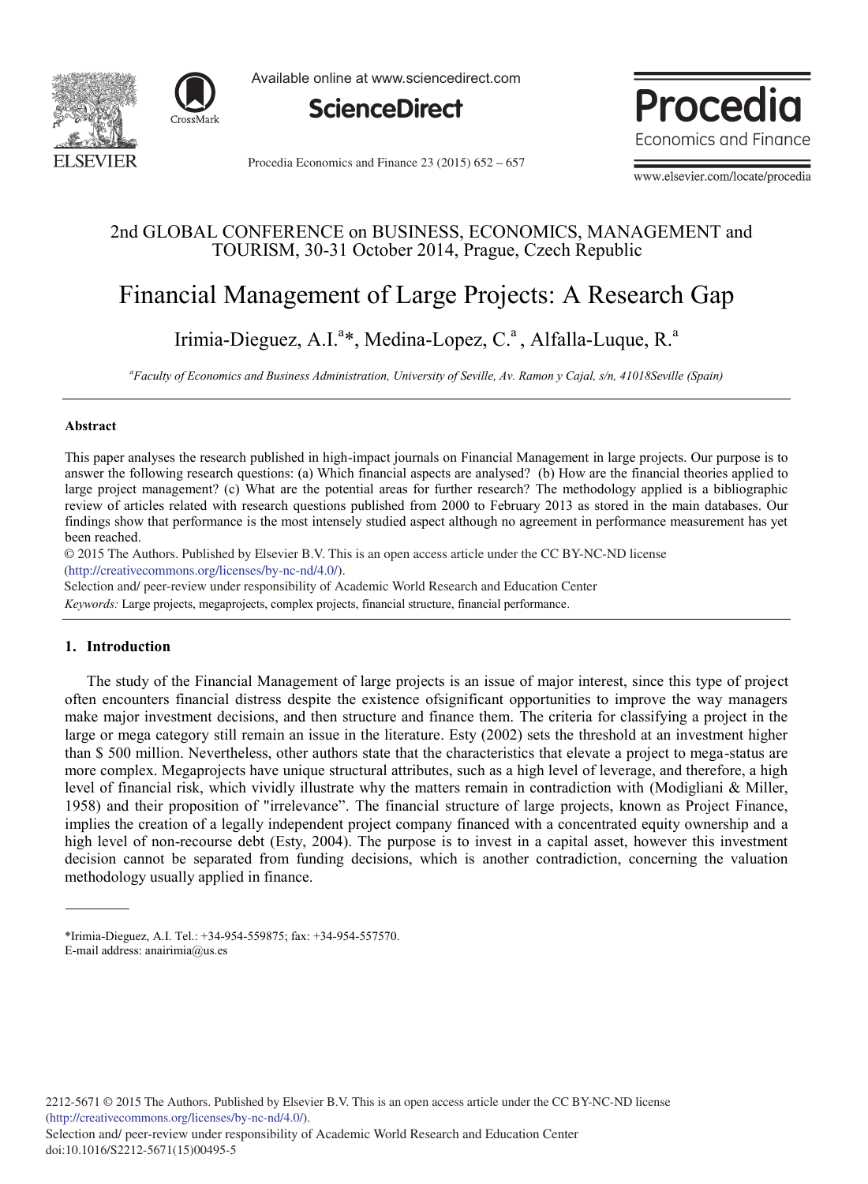2nd GLOBAL CONFERENCE on BUSINESS, ECONOMICS, MANAGEMENT and TOURISM, 30-31 October 2014, Prague, Czech Republic

# Financial Management of Large Projects: A Research Gap

Irimia-Dieguez, A.I.[a]*, Medina-Lopez, C.[a], Alfalla-Luque, R.[a]

[a]*Faculty of Economics and Business Administration, University of Seville, Av. Ramon y Cajal, s/n, 41018Seville (Spain)*

## Abstract

This paper analyses the research published in high-impact journals on Financial Management in large projects. Our purpose is to answer the following research questions: (a) Which financial aspects are analysed? (b) How are the financial theories applied to large project management? (c) What are the potential areas for further research? The methodology applied is a bibliographic review of articles related with research questions published from 2000 to February 2013 as stored in the main databases. Our findings show that performance is the most intensely studied aspect although no agreement in performance measurement has yet been reached.

© 2015 The Authors. Published by Elsevier B.V. This is an open access article under the CC BY-NC-ND license (http://creativecommons.org/licenses/by-nc-nd/4.0/).

Selection and/ peer-review under responsibility of Academic World Research and Education Center

*Keywords:* Large projects, megaprojects, complex projects, financial structure, financial performance.

## 1. Introduction

The study of the Financial Management of large projects is an issue of major interest, since this type of project often encounters financial distress despite the existence ofsignificant opportunities to improve the way managers make major investment decisions, and then structure and finance them. The criteria for classifying a project in the large or mega category still remain an issue in the literature. Esty (2002) sets the threshold at an investment higher than $ 500 million. Nevertheless, other authors state that the characteristics that elevate a project to mega-status are more complex. Megaprojects have unique structural attributes, such as a high level of leverage, and therefore, a high level of financial risk, which vividly illustrate why the matters remain in contradiction with (Modigliani & Miller, 1958) and their proposition of "irrelevance". The financial structure of large projects, known as Project Finance, implies the creation of a legally independent project company financed with a concentrated equity ownership and a high level of non-recourse debt (Esty, 2004). The purpose is to invest in a capital asset, however this investment decision cannot be separated from funding decisions, which is another contradiction, concerning the valuation methodology usually applied in finance.

---

*Irimia-Dieguez, A.I. Tel.: +34-954-559875; fax: +34-954-557570.
E-mail address: anairimia@us.es

2212-5671 © 2015 The Authors. Published by Elsevier B.V. This is an open access article under the CC BY-NC-ND license (http://creativecommons.org/licenses/by-nc-nd/4.0/).
Selection and/ peer-review under responsibility of Academic World Research and Education Center
doi:10.1016/S2212-5671(15)00495-5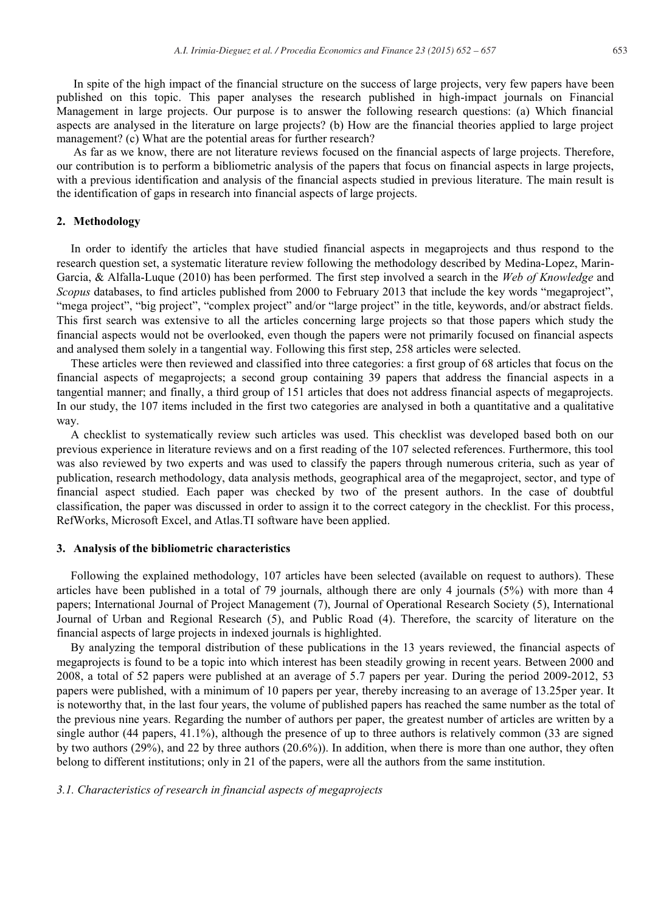In spite of the high impact of the financial structure on the success of large projects, very few papers have been published on this topic. This paper analyses the research published in high-impact journals on Financial Management in large projects. Our purpose is to answer the following research questions: (a) Which financial aspects are analysed in the literature on large projects? (b) How are the financial theories applied to large project management? (c) What are the potential areas for further research?

As far as we know, there are not literature reviews focused on the financial aspects of large projects. Therefore, our contribution is to perform a bibliometric analysis of the papers that focus on financial aspects in large projects, with a previous identification and analysis of the financial aspects studied in previous literature. The main result is the identification of gaps in research into financial aspects of large projects.

## 2. Methodology

In order to identify the articles that have studied financial aspects in megaprojects and thus respond to the research question set, a systematic literature review following the methodology described by Medina-Lopez, Marin-Garcia, & Alfalla-Luque (2010) has been performed. The first step involved a search in the *Web of Knowledge* and *Scopus* databases, to find articles published from 2000 to February 2013 that include the key words "megaproject", "mega project", "big project", "complex project" and/or "large project" in the title, keywords, and/or abstract fields. This first search was extensive to all the articles concerning large projects so that those papers which study the financial aspects would not be overlooked, even though the papers were not primarily focused on financial aspects and analysed them solely in a tangential way. Following this first step, 258 articles were selected.

These articles were then reviewed and classified into three categories: a first group of 68 articles that focus on the financial aspects of megaprojects; a second group containing 39 papers that address the financial aspects in a tangential manner; and finally, a third group of 151 articles that does not address financial aspects of megaprojects. In our study, the 107 items included in the first two categories are analysed in both a quantitative and a qualitative way.

A checklist to systematically review such articles was used. This checklist was developed based both on our previous experience in literature reviews and on a first reading of the 107 selected references. Furthermore, this tool was also reviewed by two experts and was used to classify the papers through numerous criteria, such as year of publication, research methodology, data analysis methods, geographical area of the megaproject, sector, and type of financial aspect studied. Each paper was checked by two of the present authors. In the case of doubtful classification, the paper was discussed in order to assign it to the correct category in the checklist. For this process, RefWorks, Microsoft Excel, and Atlas.TI software have been applied.

## 3. Analysis of the bibliometric characteristics

Following the explained methodology, 107 articles have been selected (available on request to authors). These articles have been published in a total of 79 journals, although there are only 4 journals (5%) with more than 4 papers; International Journal of Project Management (7), Journal of Operational Research Society (5), International Journal of Urban and Regional Research (5), and Public Road (4). Therefore, the scarcity of literature on the financial aspects of large projects in indexed journals is highlighted.

By analyzing the temporal distribution of these publications in the 13 years reviewed, the financial aspects of megaprojects is found to be a topic into which interest has been steadily growing in recent years. Between 2000 and 2008, a total of 52 papers were published at an average of 5.7 papers per year. During the period 2009-2012, 53 papers were published, with a minimum of 10 papers per year, thereby increasing to an average of 13.25per year. It is noteworthy that, in the last four years, the volume of published papers has reached the same number as the total of the previous nine years. Regarding the number of authors per paper, the greatest number of articles are written by a single author (44 papers, 41.1%), although the presence of up to three authors is relatively common (33 are signed by two authors (29%), and 22 by three authors (20.6%)). In addition, when there is more than one author, they often belong to different institutions; only in 21 of the papers, were all the authors from the same institution.

### 3.1. Characteristics of research in financial aspects of megaprojects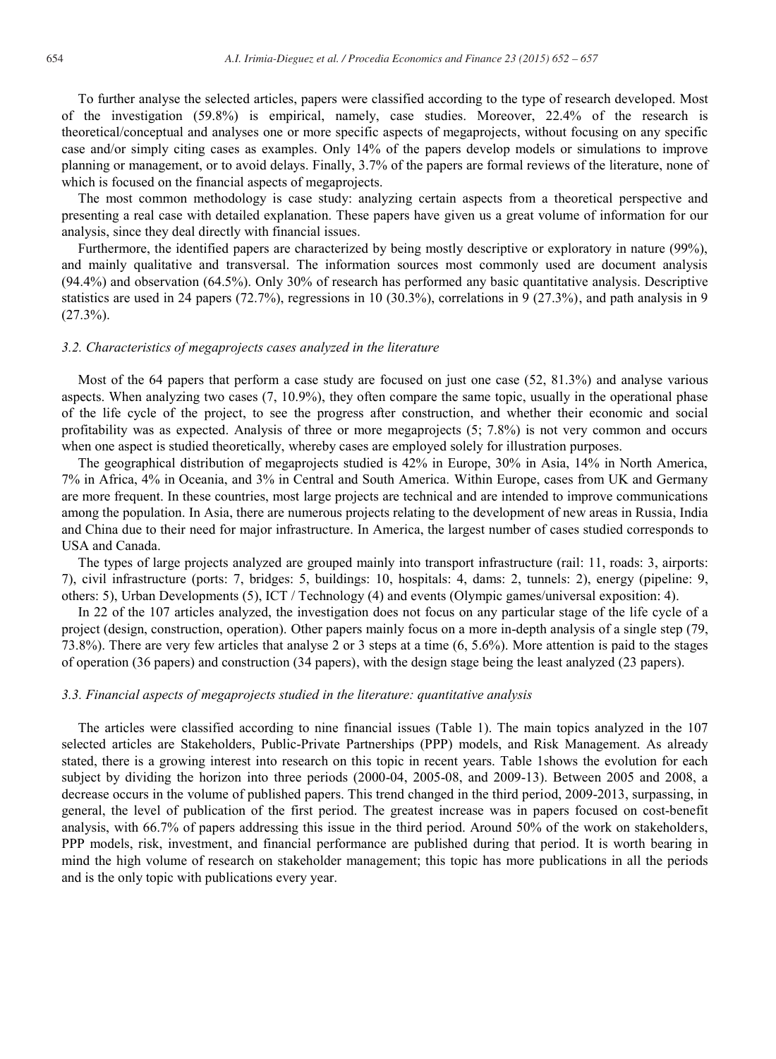To further analyse the selected articles, papers were classified according to the type of research developed. Most of the investigation (59.8%) is empirical, namely, case studies. Moreover, 22.4% of the research is theoretical/conceptual and analyses one or more specific aspects of megaprojects, without focusing on any specific case and/or simply citing cases as examples. Only 14% of the papers develop models or simulations to improve planning or management, or to avoid delays. Finally, 3.7% of the papers are formal reviews of the literature, none of which is focused on the financial aspects of megaprojects.

The most common methodology is case study: analyzing certain aspects from a theoretical perspective and presenting a real case with detailed explanation. These papers have given us a great volume of information for our analysis, since they deal directly with financial issues.

Furthermore, the identified papers are characterized by being mostly descriptive or exploratory in nature (99%), and mainly qualitative and transversal. The information sources most commonly used are document analysis (94.4%) and observation (64.5%). Only 30% of research has performed any basic quantitative analysis. Descriptive statistics are used in 24 papers (72.7%), regressions in 10 (30.3%), correlations in 9 (27.3%), and path analysis in 9 (27.3%).

### *3.2. Characteristics of megaprojects cases analyzed in the literature*

Most of the 64 papers that perform a case study are focused on just one case (52, 81.3%) and analyse various aspects. When analyzing two cases (7, 10.9%), they often compare the same topic, usually in the operational phase of the life cycle of the project, to see the progress after construction, and whether their economic and social profitability was as expected. Analysis of three or more megaprojects (5; 7.8%) is not very common and occurs when one aspect is studied theoretically, whereby cases are employed solely for illustration purposes.

The geographical distribution of megaprojects studied is 42% in Europe, 30% in Asia, 14% in North America, 7% in Africa, 4% in Oceania, and 3% in Central and South America. Within Europe, cases from UK and Germany are more frequent. In these countries, most large projects are technical and are intended to improve communications among the population. In Asia, there are numerous projects relating to the development of new areas in Russia, India and China due to their need for major infrastructure. In America, the largest number of cases studied corresponds to USA and Canada.

The types of large projects analyzed are grouped mainly into transport infrastructure (rail: 11, roads: 3, airports: 7), civil infrastructure (ports: 7, bridges: 5, buildings: 10, hospitals: 4, dams: 2, tunnels: 2), energy (pipeline: 9, others: 5), Urban Developments (5), ICT / Technology (4) and events (Olympic games/universal exposition: 4).

In 22 of the 107 articles analyzed, the investigation does not focus on any particular stage of the life cycle of a project (design, construction, operation). Other papers mainly focus on a more in-depth analysis of a single step (79, 73.8%). There are very few articles that analyse 2 or 3 steps at a time (6, 5.6%). More attention is paid to the stages of operation (36 papers) and construction (34 papers), with the design stage being the least analyzed (23 papers).

### *3.3. Financial aspects of megaprojects studied in the literature: quantitative analysis*

The articles were classified according to nine financial issues (Table 1). The main topics analyzed in the 107 selected articles are Stakeholders, Public-Private Partnerships (PPP) models, and Risk Management. As already stated, there is a growing interest into research on this topic in recent years. Table 1shows the evolution for each subject by dividing the horizon into three periods (2000-04, 2005-08, and 2009-13). Between 2005 and 2008, a decrease occurs in the volume of published papers. This trend changed in the third period, 2009-2013, surpassing, in general, the level of publication of the first period. The greatest increase was in papers focused on cost-benefit analysis, with 66.7% of papers addressing this issue in the third period. Around 50% of the work on stakeholders, PPP models, risk, investment, and financial performance are published during that period. It is worth bearing in mind the high volume of research on stakeholder management; this topic has more publications in all the periods and is the only topic with publications every year.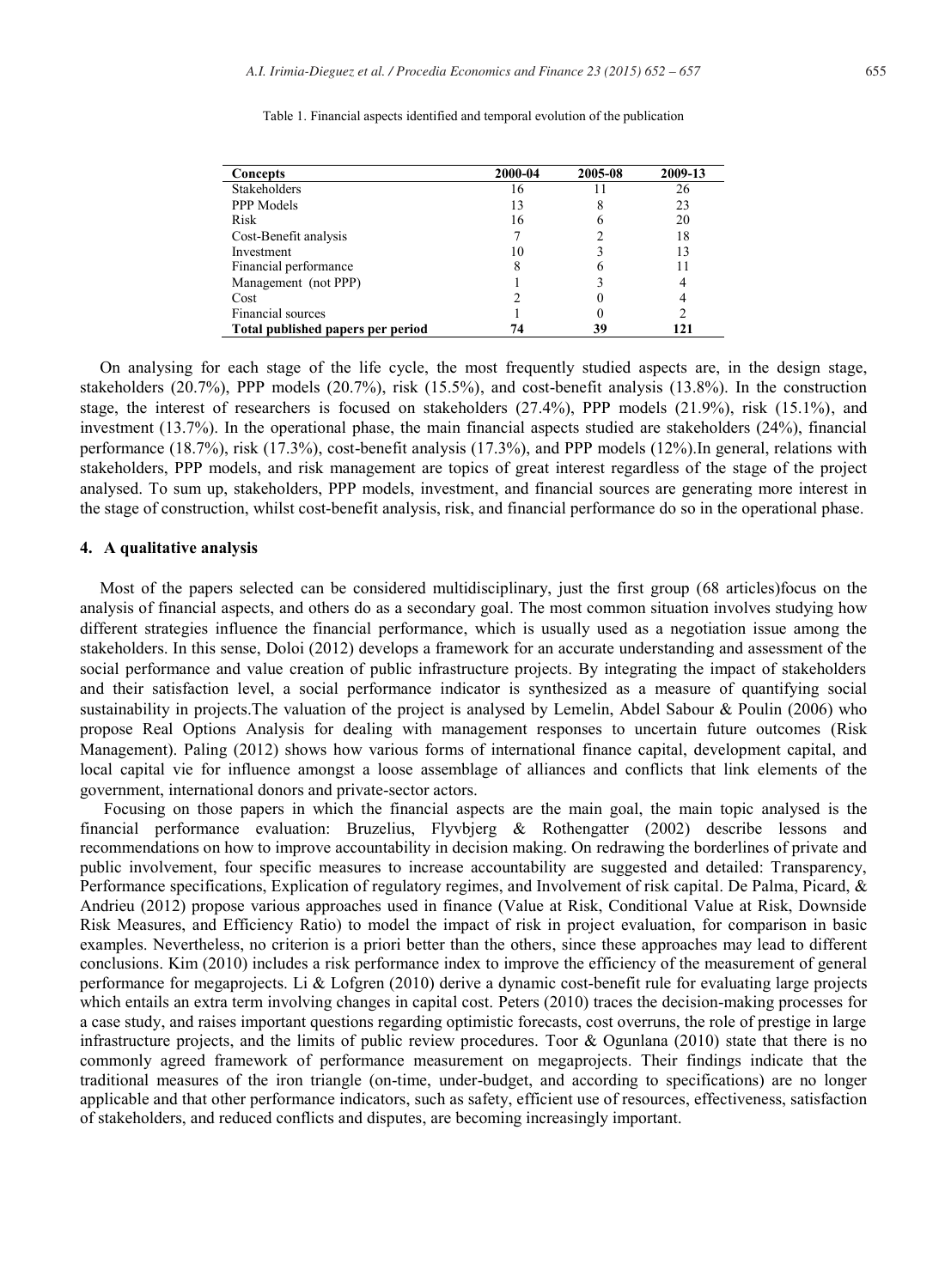Table 1. Financial aspects identified and temporal evolution of the publication

| Concepts | 2000-04 | 2005-08 | 2009-13 |
|---|---|---|---|
| Stakeholders | 16 | 11 | 26 |
| PPP Models | 13 | 8 | 23 |
| Risk | 16 | 6 | 20 |
| Cost-Benefit analysis | 7 | 2 | 18 |
| Investment | 10 | 3 | 13 |
| Financial performance | 8 | 6 | 11 |
| Management (not PPP) | 1 | 3 | 4 |
| Cost | 2 | 0 | 4 |
| Financial sources | 1 | 0 | 2 |
| **Total published papers per period** | **74** | **39** | **121** |

On analysing for each stage of the life cycle, the most frequently studied aspects are, in the design stage, stakeholders (20.7%), PPP models (20.7%), risk (15.5%), and cost-benefit analysis (13.8%). In the construction stage, the interest of researchers is focused on stakeholders (27.4%), PPP models (21.9%), risk (15.1%), and investment (13.7%). In the operational phase, the main financial aspects studied are stakeholders (24%), financial performance (18.7%), risk (17.3%), cost-benefit analysis (17.3%), and PPP models (12%).In general, relations with stakeholders, PPP models, and risk management are topics of great interest regardless of the stage of the project analysed. To sum up, stakeholders, PPP models, investment, and financial sources are generating more interest in the stage of construction, whilst cost-benefit analysis, risk, and financial performance do so in the operational phase.

## 4. A qualitative analysis

Most of the papers selected can be considered multidisciplinary, just the first group (68 articles)focus on the analysis of financial aspects, and others do as a secondary goal. The most common situation involves studying how different strategies influence the financial performance, which is usually used as a negotiation issue among the stakeholders. In this sense, Doloi (2012) develops a framework for an accurate understanding and assessment of the social performance and value creation of public infrastructure projects. By integrating the impact of stakeholders and their satisfaction level, a social performance indicator is synthesized as a measure of quantifying social sustainability in projects.The valuation of the project is analysed by Lemelin, Abdel Sabour & Poulin (2006) who propose Real Options Analysis for dealing with management responses to uncertain future outcomes (Risk Management). Paling (2012) shows how various forms of international finance capital, development capital, and local capital vie for influence amongst a loose assemblage of alliances and conflicts that link elements of the government, international donors and private-sector actors.

Focusing on those papers in which the financial aspects are the main goal, the main topic analysed is the financial performance evaluation: Bruzelius, Flyvbjerg & Rothengatter (2002) describe lessons and recommendations on how to improve accountability in decision making. On redrawing the borderlines of private and public involvement, four specific measures to increase accountability are suggested and detailed: Transparency, Performance specifications, Explication of regulatory regimes, and Involvement of risk capital. De Palma, Picard, & Andrieu (2012) propose various approaches used in finance (Value at Risk, Conditional Value at Risk, Downside Risk Measures, and Efficiency Ratio) to model the impact of risk in project evaluation, for comparison in basic examples. Nevertheless, no criterion is a priori better than the others, since these approaches may lead to different conclusions. Kim (2010) includes a risk performance index to improve the efficiency of the measurement of general performance for megaprojects. Li & Lofgren (2010) derive a dynamic cost-benefit rule for evaluating large projects which entails an extra term involving changes in capital cost. Peters (2010) traces the decision-making processes for a case study, and raises important questions regarding optimistic forecasts, cost overruns, the role of prestige in large infrastructure projects, and the limits of public review procedures. Toor & Ogunlana (2010) state that there is no commonly agreed framework of performance measurement on megaprojects. Their findings indicate that the traditional measures of the iron triangle (on-time, under-budget, and according to specifications) are no longer applicable and that other performance indicators, such as safety, efficient use of resources, effectiveness, satisfaction of stakeholders, and reduced conflicts and disputes, are becoming increasingly important.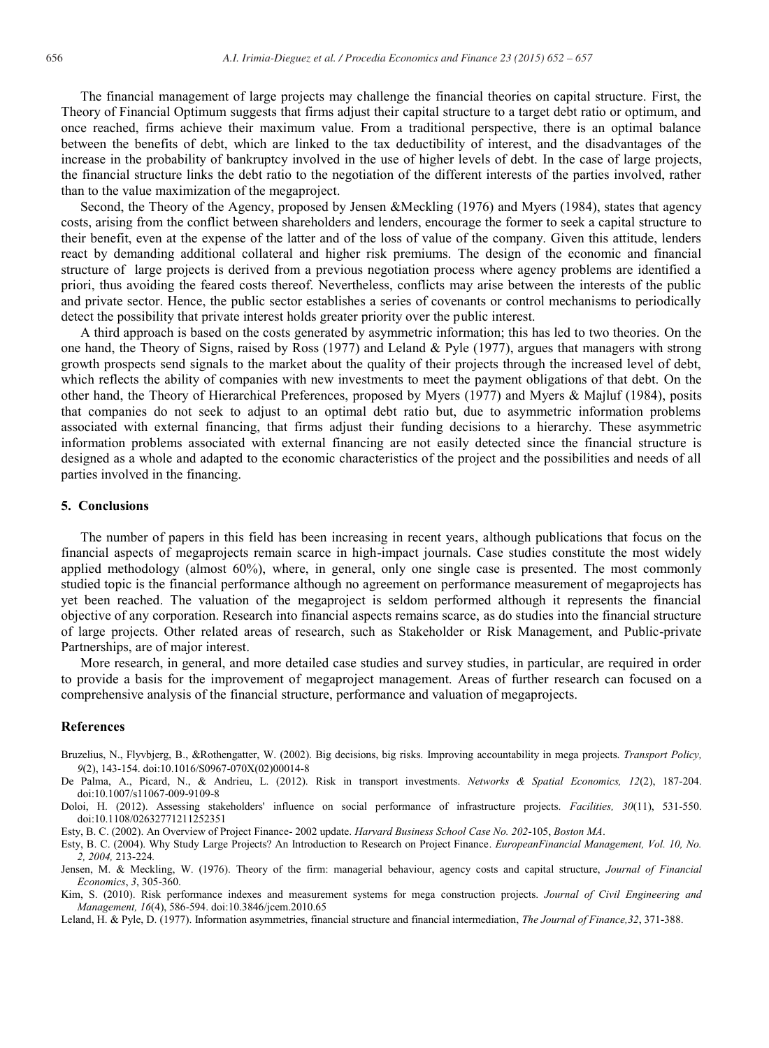The financial management of large projects may challenge the financial theories on capital structure. First, the Theory of Financial Optimum suggests that firms adjust their capital structure to a target debt ratio or optimum, and once reached, firms achieve their maximum value. From a traditional perspective, there is an optimal balance between the benefits of debt, which are linked to the tax deductibility of interest, and the disadvantages of the increase in the probability of bankruptcy involved in the use of higher levels of debt. In the case of large projects, the financial structure links the debt ratio to the negotiation of the different interests of the parties involved, rather than to the value maximization of the megaproject.

Second, the Theory of the Agency, proposed by Jensen &Meckling (1976) and Myers (1984), states that agency costs, arising from the conflict between shareholders and lenders, encourage the former to seek a capital structure to their benefit, even at the expense of the latter and of the loss of value of the company. Given this attitude, lenders react by demanding additional collateral and higher risk premiums. The design of the economic and financial structure of large projects is derived from a previous negotiation process where agency problems are identified a priori, thus avoiding the feared costs thereof. Nevertheless, conflicts may arise between the interests of the public and private sector. Hence, the public sector establishes a series of covenants or control mechanisms to periodically detect the possibility that private interest holds greater priority over the public interest.

A third approach is based on the costs generated by asymmetric information; this has led to two theories. On the one hand, the Theory of Signs, raised by Ross (1977) and Leland & Pyle (1977), argues that managers with strong growth prospects send signals to the market about the quality of their projects through the increased level of debt, which reflects the ability of companies with new investments to meet the payment obligations of that debt. On the other hand, the Theory of Hierarchical Preferences, proposed by Myers (1977) and Myers & Majluf (1984), posits that companies do not seek to adjust to an optimal debt ratio but, due to asymmetric information problems associated with external financing, that firms adjust their funding decisions to a hierarchy. These asymmetric information problems associated with external financing are not easily detected since the financial structure is designed as a whole and adapted to the economic characteristics of the project and the possibilities and needs of all parties involved in the financing.

## 5. Conclusions

The number of papers in this field has been increasing in recent years, although publications that focus on the financial aspects of megaprojects remain scarce in high-impact journals. Case studies constitute the most widely applied methodology (almost 60%), where, in general, only one single case is presented. The most commonly studied topic is the financial performance although no agreement on performance measurement of megaprojects has yet been reached. The valuation of the megaproject is seldom performed although it represents the financial objective of any corporation. Research into financial aspects remains scarce, as do studies into the financial structure of large projects. Other related areas of research, such as Stakeholder or Risk Management, and Public-private Partnerships, are of major interest.

More research, in general, and more detailed case studies and survey studies, in particular, are required in order to provide a basis for the improvement of megaproject management. Areas of further research can focused on a comprehensive analysis of the financial structure, performance and valuation of megaprojects.

## References

Bruzelius, N., Flyvbjerg, B., &Rothengatter, W. (2002). Big decisions, big risks. Improving accountability in mega projects. *Transport Policy, 9*(2), 143-154. doi:10.1016/S0967-070X(02)00014-8

De Palma, A., Picard, N., & Andrieu, L. (2012). Risk in transport investments. *Networks & Spatial Economics, 12*(2), 187-204. doi:10.1007/s11067-009-9109-8

Doloi, H. (2012). Assessing stakeholders' influence on social performance of infrastructure projects. *Facilities, 30*(11), 531-550. doi:10.1108/02632771211252351

Esty, B. C. (2002). An Overview of Project Finance- 2002 update. *Harvard Business School Case No. 202*-105, *Boston MA*.

Esty, B. C. (2004). Why Study Large Projects? An Introduction to Research on Project Finance. *EuropeanFinancial Management, Vol. 10, No. 2, 2004,* 213-224*.*

Jensen, M. & Meckling, W. (1976). Theory of the firm: managerial behaviour, agency costs and capital structure, *Journal of Financial Economics*, *3*, 305-360.

Kim, S. (2010). Risk performance indexes and measurement systems for mega construction projects. *Journal of Civil Engineering and Management, 16*(4), 586-594. doi:10.3846/jcem.2010.65

Leland, H. & Pyle, D. (1977). Information asymmetries, financial structure and financial intermediation, *The Journal of Finance,32*, 371-388.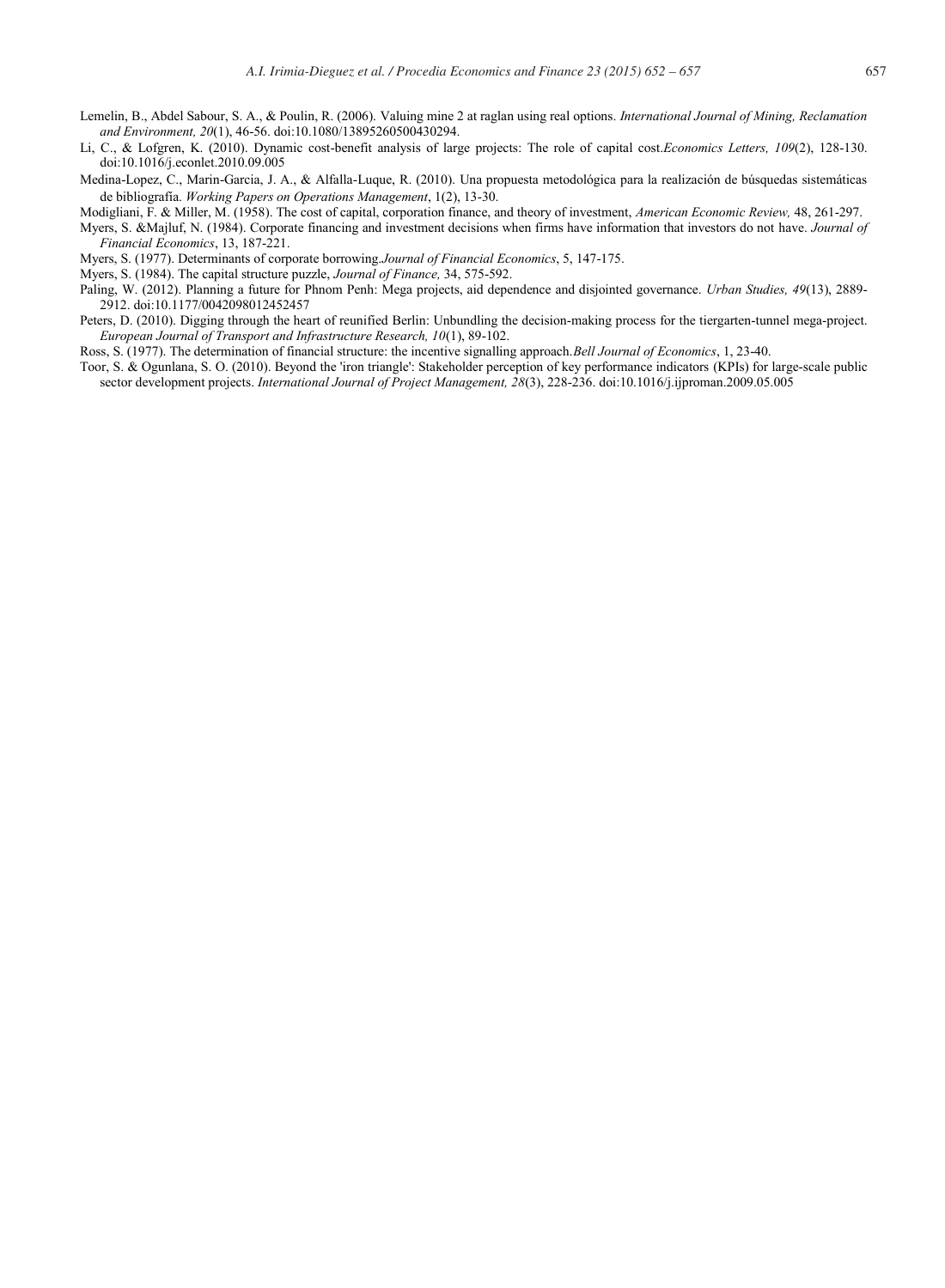Lemelin, B., Abdel Sabour, S. A., & Poulin, R. (2006). Valuing mine 2 at raglan using real options. *International Journal of Mining, Reclamation and Environment, 20*(1), 46-56. doi:10.1080/13895260500430294.

Li, C., & Lofgren, K. (2010). Dynamic cost-benefit analysis of large projects: The role of capital cost.*Economics Letters, 109*(2), 128-130. doi:10.1016/j.econlet.2010.09.005

Medina-Lopez, C., Marin-Garcia, J. A., & Alfalla-Luque, R. (2010). Una propuesta metodológica para la realización de búsquedas sistemáticas de bibliografía. *Working Papers on Operations Management*, 1(2), 13-30.

Modigliani, F. & Miller, M. (1958). The cost of capital, corporation finance, and theory of investment, *American Economic Review,* 48, 261-297.

Myers, S. &Majluf, N. (1984). Corporate financing and investment decisions when firms have information that investors do not have. *Journal of Financial Economics*, 13, 187-221.

Myers, S. (1977). Determinants of corporate borrowing.*Journal of Financial Economics*, 5, 147-175.

Myers, S. (1984). The capital structure puzzle, *Journal of Finance,* 34, 575-592.

Paling, W. (2012). Planning a future for Phnom Penh: Mega projects, aid dependence and disjointed governance. *Urban Studies, 49*(13), 2889-2912. doi:10.1177/0042098012452457

Peters, D. (2010). Digging through the heart of reunified Berlin: Unbundling the decision-making process for the tiergarten-tunnel mega-project. *European Journal of Transport and Infrastructure Research, 10*(1), 89-102.

Ross, S. (1977). The determination of financial structure: the incentive signalling approach.*Bell Journal of Economics*, 1, 23-40.

Toor, S. & Ogunlana, S. O. (2010). Beyond the 'iron triangle': Stakeholder perception of key performance indicators (KPIs) for large-scale public sector development projects. *International Journal of Project Management, 28*(3), 228-236. doi:10.1016/j.ijproman.2009.05.005